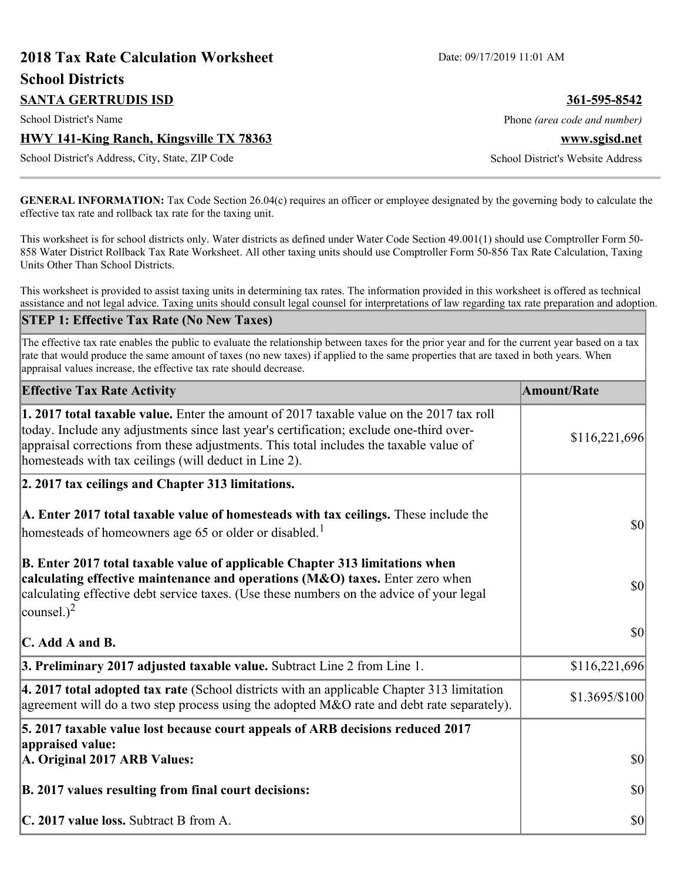# 2018 Tax Rate Calculation Worksheet

Date: 09/17/2019 11:01 AM

## School Districts

**SANTA GERTRUDIS ISD**
School District's Name

**361-595-8542**
Phone *(area code and number)*

**HWY 141-King Ranch, Kingsville TX 78363**
School District's Address, City, State, ZIP Code

**www.sgisd.net**
School District's Website Address

---

**GENERAL INFORMATION:** Tax Code Section 26.04(c) requires an officer or employee designated by the governing body to calculate the effective tax rate and rollback tax rate for the taxing unit.

This worksheet is for school districts only. Water districts as defined under Water Code Section 49.001(1) should use Comptroller Form 50-858 Water District Rollback Tax Rate Worksheet. All other taxing units should use Comptroller Form 50-856 Tax Rate Calculation, Taxing Units Other Than School Districts.

This worksheet is provided to assist taxing units in determining tax rates. The information provided in this worksheet is offered as technical assistance and not legal advice. Taxing units should consult legal counsel for interpretations of law regarding tax rate preparation and adoption.

### STEP 1: Effective Tax Rate (No New Taxes)

The effective tax rate enables the public to evaluate the relationship between taxes for the prior year and for the current year based on a tax rate that would produce the same amount of taxes (no new taxes) if applied to the same properties that are taxed in both years. When appraisal values increase, the effective tax rate should decrease.

| Effective Tax Rate Activity | Amount/Rate |
| --- | --- |
| **1. 2017 total taxable value.** Enter the amount of 2017 taxable value on the 2017 tax roll today. Include any adjustments since last year's certification; exclude one-third over-appraisal corrections from these adjustments. This total includes the taxable value of homesteads with tax ceilings (will deduct in Line 2). | $116,221,696 |
| **2. 2017 tax ceilings and Chapter 313 limitations.** | |
| **A. Enter 2017 total taxable value of homesteads with tax ceilings.** These include the homesteads of homeowners age 65 or older or disabled.[1] | $0 |
| **B. Enter 2017 total taxable value of applicable Chapter 313 limitations when calculating effective maintenance and operations (M&O) taxes.** Enter zero when calculating effective debt service taxes. (Use these numbers on the advice of your legal counsel.)[2] | $0 |
| **C. Add A and B.** | $0 |
| **3. Preliminary 2017 adjusted taxable value.** Subtract Line 2 from Line 1. | $116,221,696 |
| **4. 2017 total adopted tax rate** (School districts with an applicable Chapter 313 limitation agreement will do a two step process using the adopted M&O rate and debt rate separately). | $1.3695/$100 |
| **5. 2017 taxable value lost because court appeals of ARB decisions reduced 2017 appraised value:** | |
| **A. Original 2017 ARB Values:** | $0 |
| **B. 2017 values resulting from final court decisions:** | $0 |
| **C. 2017 value loss.** Subtract B from A. | $0 |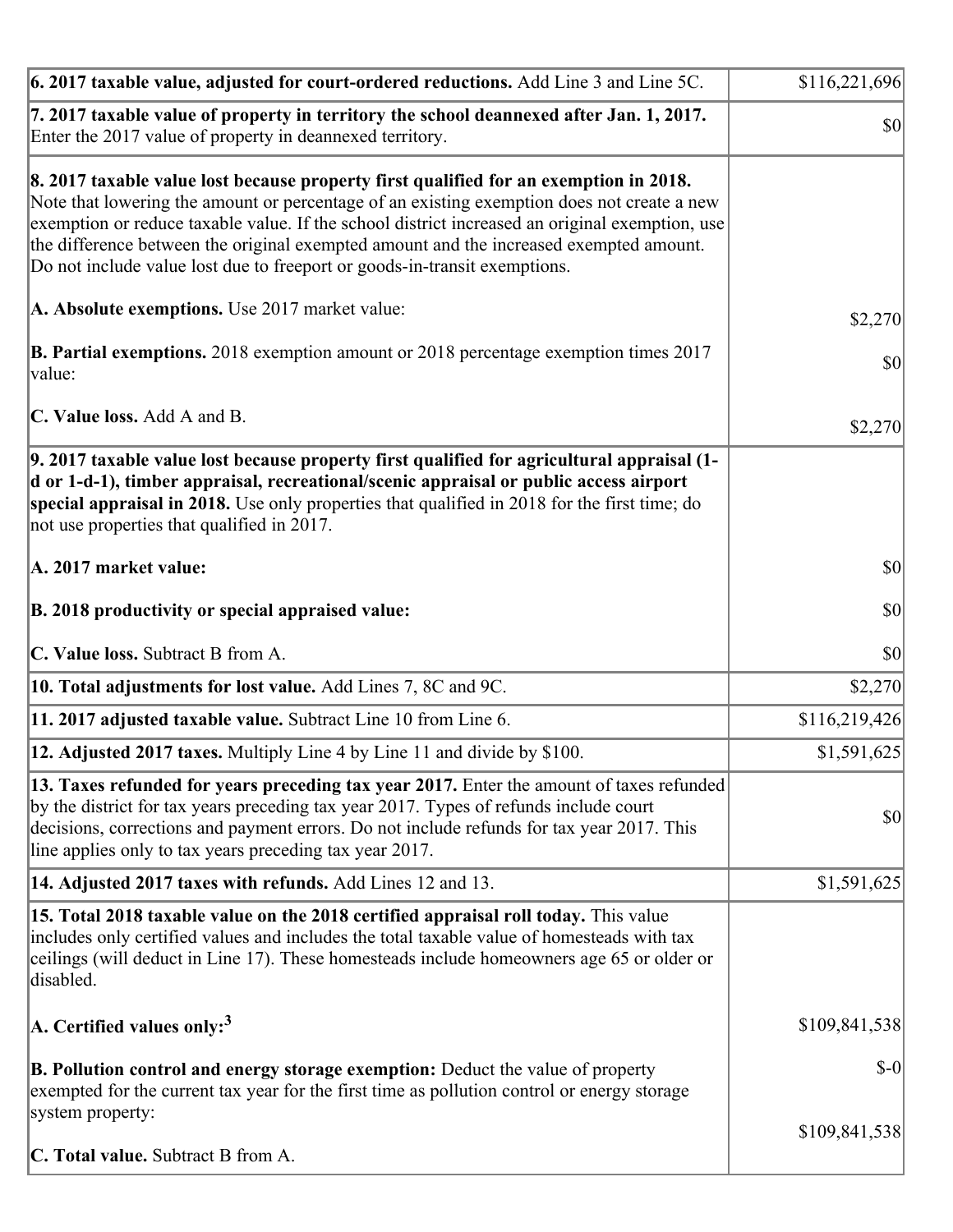| | |
|---|---|
| **6. 2017 taxable value, adjusted for court-ordered reductions.** Add Line 3 and Line 5C. | $116,221,696 |
| **7. 2017 taxable value of property in territory the school deannexed after Jan. 1, 2017.** Enter the 2017 value of property in deannexed territory. | $0 |
| **8. 2017 taxable value lost because property first qualified for an exemption in 2018.** Note that lowering the amount or percentage of an existing exemption does not create a new exemption or reduce taxable value. If the school district increased an original exemption, use the difference between the original exempted amount and the increased exempted amount. Do not include value lost due to freeport or goods-in-transit exemptions.<br><br>**A. Absolute exemptions.** Use 2017 market value:<br><br>**B. Partial exemptions.** 2018 exemption amount or 2018 percentage exemption times 2017 value:<br><br>**C. Value loss.** Add A and B. | <br><br><br><br><br>$2,270<br><br>$0<br><br>$2,270 |
| **9. 2017 taxable value lost because property first qualified for agricultural appraisal (1-d or 1-d-1), timber appraisal, recreational/scenic appraisal or public access airport special appraisal in 2018.** Use only properties that qualified in 2018 for the first time; do not use properties that qualified in 2017.<br><br>**A. 2017 market value:**<br><br>**B. 2018 productivity or special appraised value:**<br><br>**C. Value loss.** Subtract B from A. | <br><br><br><br>$0<br><br>$0<br><br>$0 |
| **10. Total adjustments for lost value.** Add Lines 7, 8C and 9C. | $2,270 |
| **11. 2017 adjusted taxable value.** Subtract Line 10 from Line 6. | $116,219,426 |
| **12. Adjusted 2017 taxes.** Multiply Line 4 by Line 11 and divide by $100. | $1,591,625 |
| **13. Taxes refunded for years preceding tax year 2017.** Enter the amount of taxes refunded by the district for tax years preceding tax year 2017. Types of refunds include court decisions, corrections and payment errors. Do not include refunds for tax year 2017. This line applies only to tax years preceding tax year 2017. | $0 |
| **14. Adjusted 2017 taxes with refunds.** Add Lines 12 and 13. | $1,591,625 |
| **15. Total 2018 taxable value on the 2018 certified appraisal roll today.** This value includes only certified values and includes the total taxable value of homesteads with tax ceilings (will deduct in Line 17). These homesteads include homeowners age 65 or older or disabled.<br><br>**A. Certified values only:**[3]<br><br>**B. Pollution control and energy storage exemption:** Deduct the value of property exempted for the current tax year for the first time as pollution control or energy storage system property:<br><br>**C. Total value.** Subtract B from A. | <br><br><br><br>$109,841,538<br><br>$-0<br><br>$109,841,538 |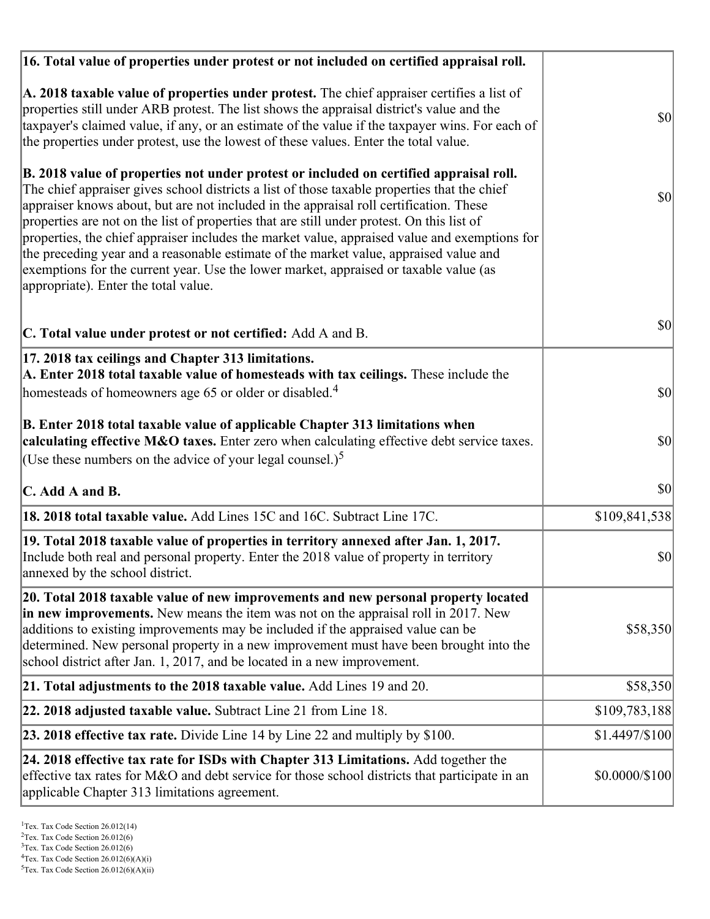| | |
|---|---|
| **16. Total value of properties under protest or not included on certified appraisal roll.**<br><br>**A. 2018 taxable value of properties under protest.** The chief appraiser certifies a list of properties still under ARB protest. The list shows the appraisal district's value and the taxpayer's claimed value, if any, or an estimate of the value if the taxpayer wins. For each of the properties under protest, use the lowest of these values. Enter the total value.<br><br>**B. 2018 value of properties not under protest or included on certified appraisal roll.** The chief appraiser gives school districts a list of those taxable properties that the chief appraiser knows about, but are not included in the appraisal roll certification. These properties are not on the list of properties that are still under protest. On this list of properties, the chief appraiser includes the market value, appraised value and exemptions for the preceding year and a reasonable estimate of the market value, appraised value and exemptions for the current year. Use the lower market, appraised or taxable value (as appropriate). Enter the total value.<br><br>**C. Total value under protest or not certified:** Add A and B. | $0<br><br>$0<br><br>$0 |
| **17. 2018 tax ceilings and Chapter 313 limitations.**<br>**A. Enter 2018 total taxable value of homesteads with tax ceilings.** These include the homesteads of homeowners age 65 or older or disabled.[4]<br><br>**B. Enter 2018 total taxable value of applicable Chapter 313 limitations when calculating effective M&O taxes.** Enter zero when calculating effective debt service taxes. (Use these numbers on the advice of your legal counsel.)[5]<br><br>**C. Add A and B.** | $0<br><br>$0<br><br>$0 |
| **18. 2018 total taxable value.** Add Lines 15C and 16C. Subtract Line 17C. | $109,841,538 |
| **19. Total 2018 taxable value of properties in territory annexed after Jan. 1, 2017.** Include both real and personal property. Enter the 2018 value of property in territory annexed by the school district. | $0 |
| **20. Total 2018 taxable value of new improvements and new personal property located in new improvements.** New means the item was not on the appraisal roll in 2017. New additions to existing improvements may be included if the appraised value can be determined. New personal property in a new improvement must have been brought into the school district after Jan. 1, 2017, and be located in a new improvement. | $58,350 |
| **21. Total adjustments to the 2018 taxable value.** Add Lines 19 and 20. | $58,350 |
| **22. 2018 adjusted taxable value.** Subtract Line 21 from Line 18. | $109,783,188 |
| **23. 2018 effective tax rate.** Divide Line 14 by Line 22 and multiply by $100. | $1.4497/$100 |
| **24. 2018 effective tax rate for ISDs with Chapter 313 Limitations.** Add together the effective tax rates for M&O and debt service for those school districts that participate in an applicable Chapter 313 limitations agreement. | $0.0000/$100 |

[1]Tex. Tax Code Section 26.012(14)
[2]Tex. Tax Code Section 26.012(6)
[3]Tex. Tax Code Section 26.012(6)
[4]Tex. Tax Code Section 26.012(6)(A)(i)
[5]Tex. Tax Code Section 26.012(6)(A)(ii)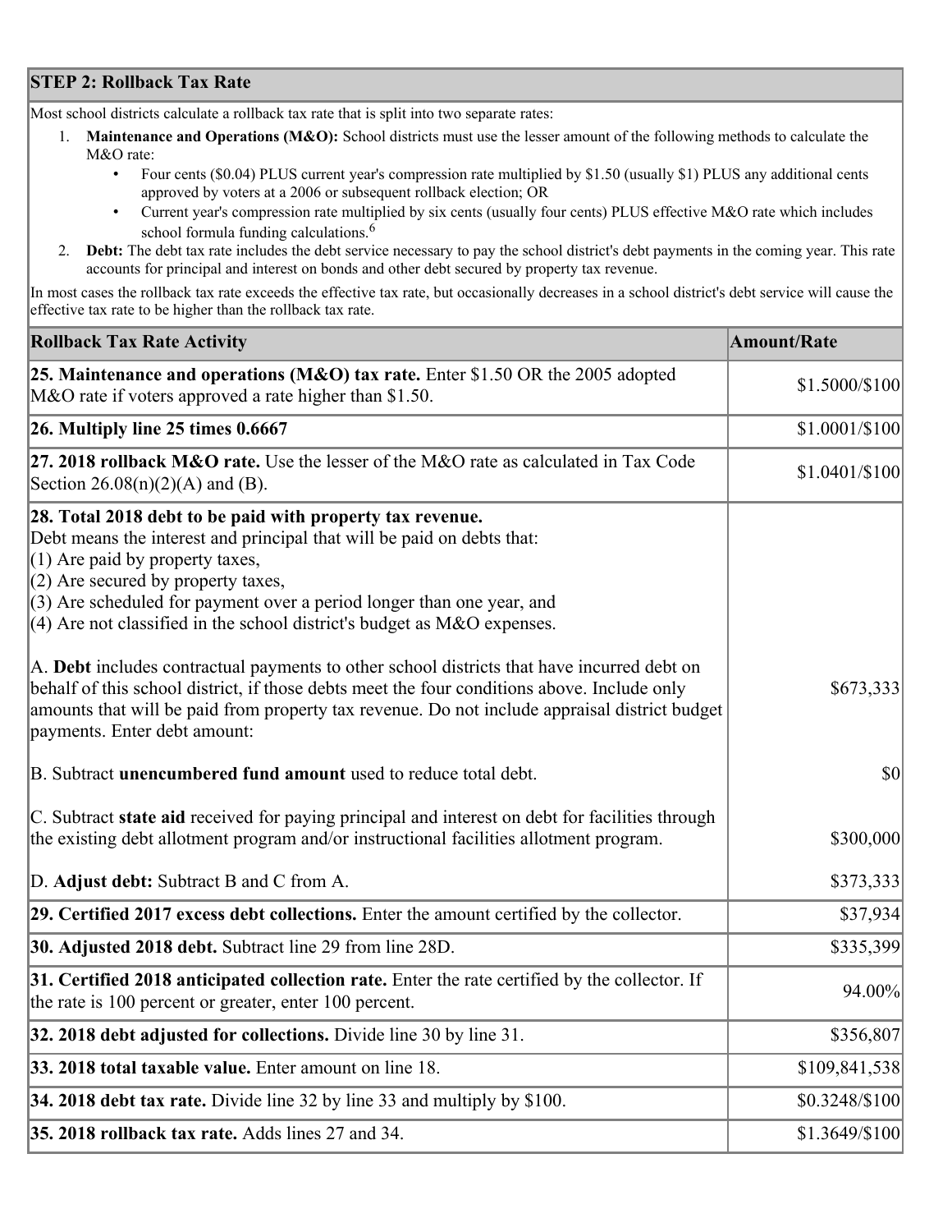## STEP 2: Rollback Tax Rate

Most school districts calculate a rollback tax rate that is split into two separate rates:

1. **Maintenance and Operations (M&O):** School districts must use the lesser amount of the following methods to calculate the M&O rate:
   - Four cents ($0.04) PLUS current year's compression rate multiplied by $1.50 (usually $1) PLUS any additional cents approved by voters at a 2006 or subsequent rollback election; OR
   - Current year's compression rate multiplied by six cents (usually four cents) PLUS effective M&O rate which includes school formula funding calculations.[6]
2. **Debt:** The debt tax rate includes the debt service necessary to pay the school district's debt payments in the coming year. This rate accounts for principal and interest on bonds and other debt secured by property tax revenue.

In most cases the rollback tax rate exceeds the effective tax rate, but occasionally decreases in a school district's debt service will cause the effective tax rate to be higher than the rollback tax rate.

| Rollback Tax Rate Activity | Amount/Rate |
|---|---|
| **25. Maintenance and operations (M&O) tax rate.** Enter $1.50 OR the 2005 adopted M&O rate if voters approved a rate higher than $1.50. | $1.5000/$100 |
| **26. Multiply line 25 times 0.6667** | $1.0001/$100 |
| **27. 2018 rollback M&O rate.** Use the lesser of the M&O rate as calculated in Tax Code Section 26.08(n)(2)(A) and (B). | $1.0401/$100 |
| **28. Total 2018 debt to be paid with property tax revenue.** Debt means the interest and principal that will be paid on debts that: (1) Are paid by property taxes, (2) Are secured by property taxes, (3) Are scheduled for payment over a period longer than one year, and (4) Are not classified in the school district's budget as M&O expenses. | |
| A. **Debt** includes contractual payments to other school districts that have incurred debt on behalf of this school district, if those debts meet the four conditions above. Include only amounts that will be paid from property tax revenue. Do not include appraisal district budget payments. Enter debt amount: | $673,333 |
| B. Subtract **unencumbered fund amount** used to reduce total debt. | $0 |
| C. Subtract **state aid** received for paying principal and interest on debt for facilities through the existing debt allotment program and/or instructional facilities allotment program. | $300,000 |
| D. **Adjust debt:** Subtract B and C from A. | $373,333 |
| **29. Certified 2017 excess debt collections.** Enter the amount certified by the collector. | $37,934 |
| **30. Adjusted 2018 debt.** Subtract line 29 from line 28D. | $335,399 |
| **31. Certified 2018 anticipated collection rate.** Enter the rate certified by the collector. If the rate is 100 percent or greater, enter 100 percent. | 94.00% |
| **32. 2018 debt adjusted for collections.** Divide line 30 by line 31. | $356,807 |
| **33. 2018 total taxable value.** Enter amount on line 18. | $109,841,538 |
| **34. 2018 debt tax rate.** Divide line 32 by line 33 and multiply by $100. | $0.3248/$100 |
| **35. 2018 rollback tax rate.** Adds lines 27 and 34. | $1.3649/$100 |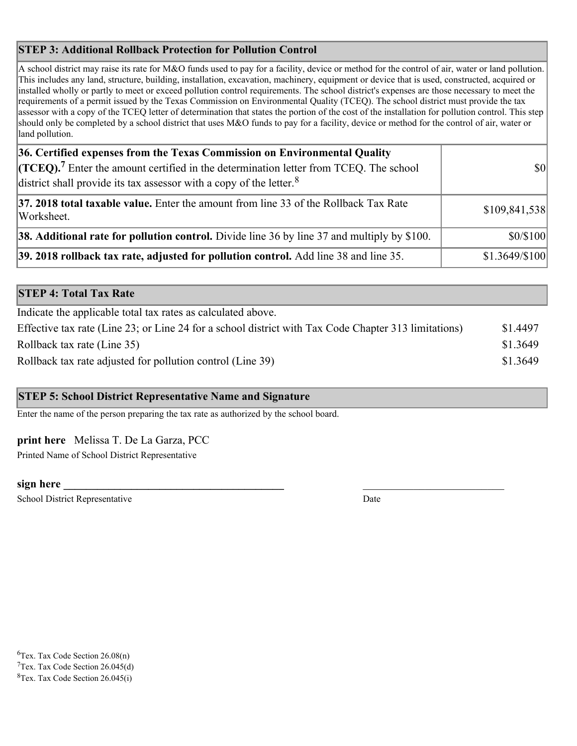## STEP 3: Additional Rollback Protection for Pollution Control

A school district may raise its rate for M&O funds used to pay for a facility, device or method for the control of air, water or land pollution. This includes any land, structure, building, installation, excavation, machinery, equipment or device that is used, constructed, acquired or installed wholly or partly to meet or exceed pollution control requirements. The school district's expenses are those necessary to meet the requirements of a permit issued by the Texas Commission on Environmental Quality (TCEQ). The school district must provide the tax assessor with a copy of the TCEQ letter of determination that states the portion of the cost of the installation for pollution control. This step should only be completed by a school district that uses M&O funds to pay for a facility, device or method for the control of air, water or land pollution.

| | |
|---|---|
| **36. Certified expenses from the Texas Commission on Environmental Quality (TCEQ).**[7] Enter the amount certified in the determination letter from TCEQ. The school district shall provide its tax assessor with a copy of the letter.[8] | $0 |
| **37. 2018 total taxable value.** Enter the amount from line 33 of the Rollback Tax Rate Worksheet. | $109,841,538 |
| **38. Additional rate for pollution control.** Divide line 36 by line 37 and multiply by $100. | $0/$100 |
| **39. 2018 rollback tax rate, adjusted for pollution control.** Add line 38 and line 35. | $1.3649/$100 |

## STEP 4: Total Tax Rate

Indicate the applicable total tax rates as calculated above.

| | |
|---|---|
| Effective tax rate (Line 23; or Line 24 for a school district with Tax Code Chapter 313 limitations) | $1.4497 |
| Rollback tax rate (Line 35) | $1.3649 |
| Rollback tax rate adjusted for pollution control (Line 39) | $1.3649 |

## STEP 5: School District Representative Name and Signature

Enter the name of the person preparing the tax rate as authorized by the school board.

**print here** Melissa T. De La Garza, PCC

Printed Name of School District Representative

**sign here** ________________________________________ ____________________________

School District Representative Date

[6] Tex. Tax Code Section 26.08(n)
[7] Tex. Tax Code Section 26.045(d)
[8] Tex. Tax Code Section 26.045(i)